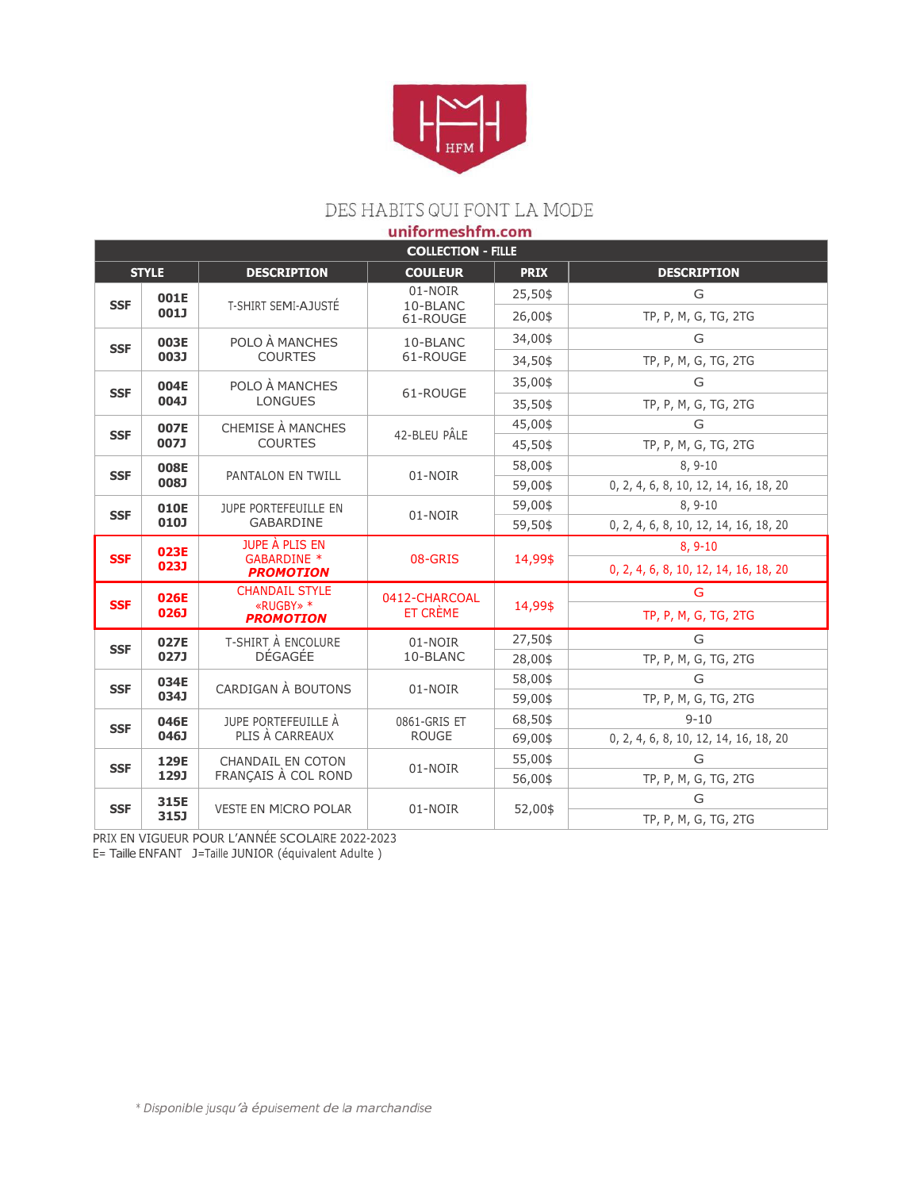HFM

DES HABITS QUI FONT LA MODE

**uniformeshfm.com**

| COLLECTION - FILLE | | | | | |
|---|---|---|---|---|---|
| **STYLE** | | **DESCRIPTION** | **COULEUR** | **PRIX** | **DESCRIPTION** |
| **SSF** | **001E** | T-SHIRT SEMI-AJUSTÉ | 01-NOIR 10-BLANC 61-ROUGE | 25,50$ | G |
| | **001J** | | | 26,00$ | TP, P, M, G, TG, 2TG |
| **SSF** | **003E** | POLO À MANCHES COURTES | 10-BLANC 61-ROUGE | 34,00$ | G |
| | **003J** | | | 34,50$ | TP, P, M, G, TG, 2TG |
| **SSF** | **004E** | POLO À MANCHES LONGUES | 61-ROUGE | 35,00$ | G |
| | **004J** | | | 35,50$ | TP, P, M, G, TG, 2TG |
| **SSF** | **007E** | CHEMISE À MANCHES COURTES | 42-BLEU PÂLE | 45,00$ | G |
| | **007J** | | | 45,50$ | TP, P, M, G, TG, 2TG |
| **SSF** | **008E** | PANTALON EN TWILL | 01-NOIR | 58,00$ | 8, 9-10 |
| | **008J** | | | 59,00$ | 0, 2, 4, 6, 8, 10, 12, 14, 16, 18, 20 |
| **SSF** | **010E** | JUPE PORTEFEUILLE EN GABARDINE | 01-NOIR | 59,00$ | 8, 9-10 |
| | **010J** | | | 59,50$ | 0, 2, 4, 6, 8, 10, 12, 14, 16, 18, 20 |
| **SSF** | **023E** | JUPE À PLIS EN GABARDINE * ***PROMOTION*** | 08-GRIS | 14,99$ | 8, 9-10 |
| | **023J** | | | | 0, 2, 4, 6, 8, 10, 12, 14, 16, 18, 20 |
| **SSF** | **026E** | CHANDAIL STYLE «RUGBY» * ***PROMOTION*** | 0412-CHARCOAL ET CRÈME | 14,99$ | G |
| | **026J** | | | | TP, P, M, G, TG, 2TG |
| **SSF** | **027E** | T-SHIRT À ENCOLURE DÉGAGÉE | 01-NOIR 10-BLANC | 27,50$ | G |
| | **027J** | | | 28,00$ | TP, P, M, G, TG, 2TG |
| **SSF** | **034E** | CARDIGAN À BOUTONS | 01-NOIR | 58,00$ | G |
| | **034J** | | | 59,00$ | TP, P, M, G, TG, 2TG |
| **SSF** | **046E** | JUPE PORTEFEUILLE À PLIS À CARREAUX | 0861-GRIS ET ROUGE | 68,50$ | 9-10 |
| | **046J** | | | 69,00$ | 0, 2, 4, 6, 8, 10, 12, 14, 16, 18, 20 |
| **SSF** | **129E** | CHANDAIL EN COTON FRANÇAIS À COL ROND | 01-NOIR | 55,00$ | G |
| | **129J** | | | 56,00$ | TP, P, M, G, TG, 2TG |
| **SSF** | **315E** | VESTE EN MICRO POLAR | 01-NOIR | 52,00$ | G |
| | **315J** | | | | TP, P, M, G, TG, 2TG |

PRIX EN VIGUEUR POUR L'ANNÉE SCOLAIRE 2022-2023

E= Taille ENFANT J=Taille JUNIOR (équivalent Adulte )

*\* Disponible jusqu'à épuisement de la marchandise*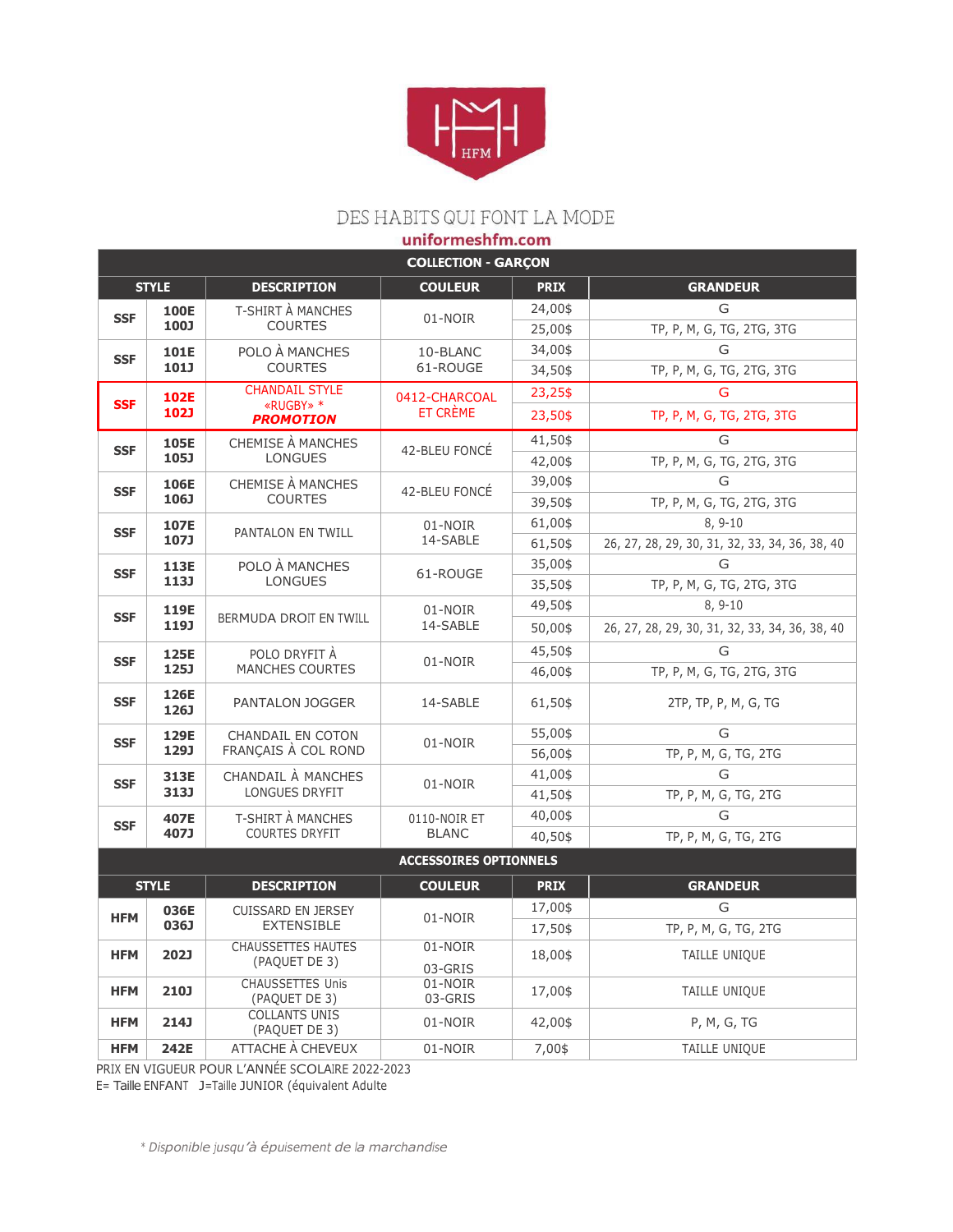HFM

DES HABITS QUI FONT LA MODE

**uniformeshfm.com**

| STYLE | | DESCRIPTION | COULEUR | PRIX | GRANDEUR |
|---|---|---|---|---|---|
| **COLLECTION - GARÇON** | | | | | |
| **SSF** | **100E** | T-SHIRT À MANCHES COURTES | 01-NOIR | 24,00$ | G |
| | **100J** | | | 25,00$ | TP, P, M, G, TG, 2TG, 3TG |
| **SSF** | **101E** | POLO À MANCHES COURTES | 10-BLANC 61-ROUGE | 34,00$ | G |
| | **101J** | | | 34,50$ | TP, P, M, G, TG, 2TG, 3TG |
| **SSF** | **102E** | CHANDAIL STYLE «RUGBY» * ***PROMOTION*** | 0412-CHARCOAL ET CRÈME | 23,25$ | G |
| | **102J** | | | 23,50$ | TP, P, M, G, TG, 2TG, 3TG |
| **SSF** | **105E** | CHEMISE À MANCHES LONGUES | 42-BLEU FONCÉ | 41,50$ | G |
| | **105J** | | | 42,00$ | TP, P, M, G, TG, 2TG, 3TG |
| **SSF** | **106E** | CHEMISE À MANCHES COURTES | 42-BLEU FONCÉ | 39,00$ | G |
| | **106J** | | | 39,50$ | TP, P, M, G, TG, 2TG, 3TG |
| **SSF** | **107E** | PANTALON EN TWILL | 01-NOIR 14-SABLE | 61,00$ | 8, 9-10 |
| | **107J** | | | 61,50$ | 26, 27, 28, 29, 30, 31, 32, 33, 34, 36, 38, 40 |
| **SSF** | **113E** | POLO À MANCHES LONGUES | 61-ROUGE | 35,00$ | G |
| | **113J** | | | 35,50$ | TP, P, M, G, TG, 2TG, 3TG |
| **SSF** | **119E** | BERMUDA DROIT EN TWILL | 01-NOIR 14-SABLE | 49,50$ | 8, 9-10 |
| | **119J** | | | 50,00$ | 26, 27, 28, 29, 30, 31, 32, 33, 34, 36, 38, 40 |
| **SSF** | **125E** | POLO DRYFIT À MANCHES COURTES | 01-NOIR | 45,50$ | G |
| | **125J** | | | 46,00$ | TP, P, M, G, TG, 2TG, 3TG |
| **SSF** | **126E 126J** | PANTALON JOGGER | 14-SABLE | 61,50$ | 2TP, TP, P, M, G, TG |
| **SSF** | **129E** | CHANDAIL EN COTON FRANÇAIS À COL ROND | 01-NOIR | 55,00$ | G |
| | **129J** | | | 56,00$ | TP, P, M, G, TG, 2TG |
| **SSF** | **313E** | CHANDAIL À MANCHES LONGUES DRYFIT | 01-NOIR | 41,00$ | G |
| | **313J** | | | 41,50$ | TP, P, M, G, TG, 2TG |
| **SSF** | **407E** | T-SHIRT À MANCHES COURTES DRYFIT | 0110-NOIR ET BLANC | 40,00$ | G |
| | **407J** | | | 40,50$ | TP, P, M, G, TG, 2TG |

| STYLE | | DESCRIPTION | COULEUR | PRIX | GRANDEUR |
|---|---|---|---|---|---|
| **ACCESSOIRES OPTIONNELS** | | | | | |
| **HFM** | **036E** | CUISSARD EN JERSEY EXTENSIBLE | 01-NOIR | 17,00$ | G |
| | **036J** | | | 17,50$ | TP, P, M, G, TG, 2TG |
| **HFM** | **202J** | CHAUSSETTES HAUTES (PAQUET DE 3) | 01-NOIR 03-GRIS | 18,00$ | TAILLE UNIQUE |
| **HFM** | **210J** | CHAUSSETTES Unis (PAQUET DE 3) | 01-NOIR 03-GRIS | 17,00$ | TAILLE UNIQUE |
| **HFM** | **214J** | COLLANTS UNIS (PAQUET DE 3) | 01-NOIR | 42,00$ | P, M, G, TG |
| **HFM** | **242E** | ATTACHE À CHEVEUX | 01-NOIR | 7,00$ | TAILLE UNIQUE |

PRIX EN VIGUEUR POUR L'ANNÉE SCOLAIRE 2022-2023

E= Taille ENFANT J=Taille JUNIOR (équivalent Adulte

*\* Disponible jusqu'à épuisement de la marchandise*